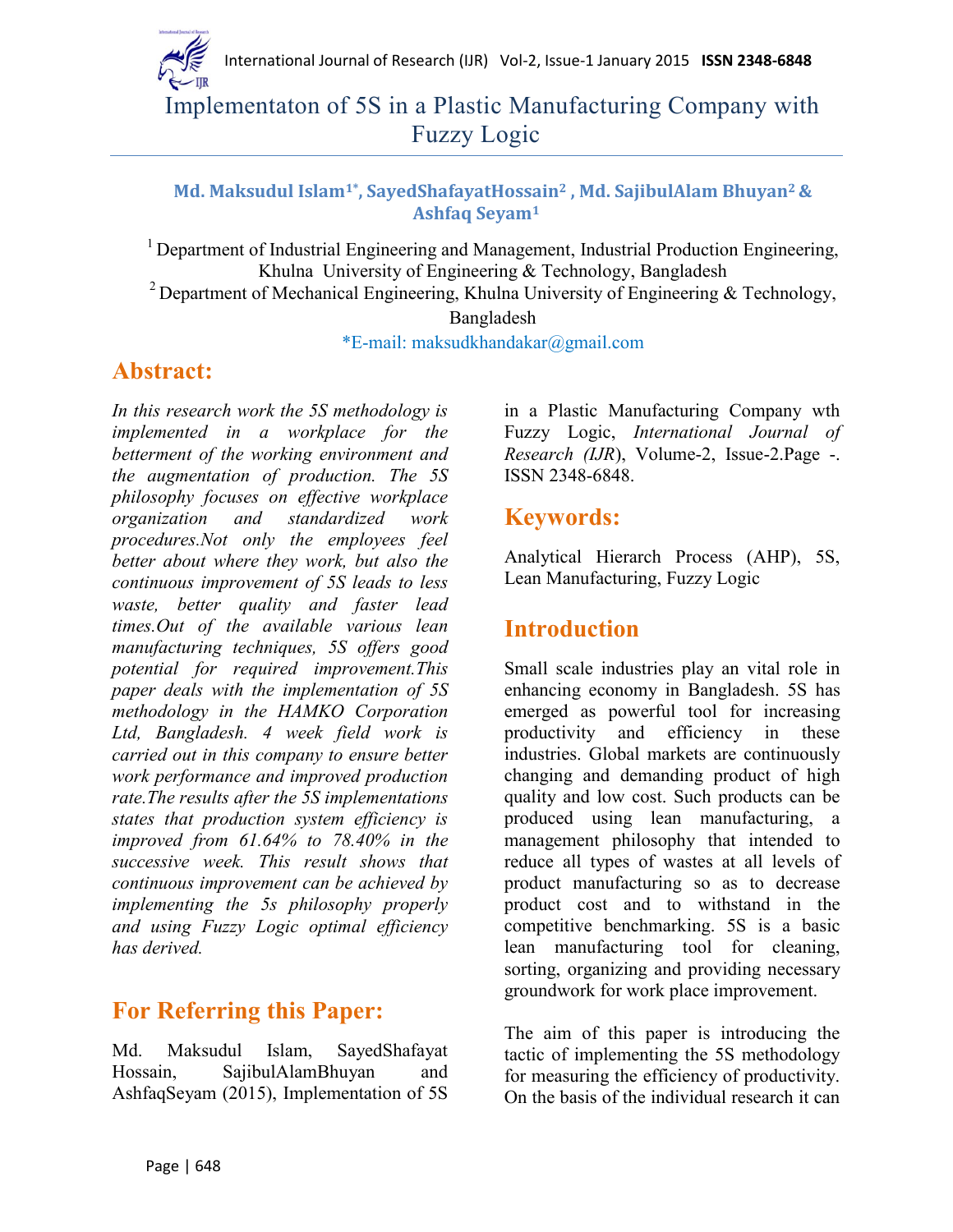# Implementaton of 5S in a Plastic Manufacturing Company with Fuzzy Logic

**Md. Maksudul Islam[1*], SayedShafayatHossain[2], Md. SajibulAlam Bhuyan[2] & Ashfaq Seyam[1]**

[1] Department of Industrial Engineering and Management, Industrial Production Engineering, Khulna University of Engineering & Technology, Bangladesh

[2] Department of Mechanical Engineering, Khulna University of Engineering & Technology, Bangladesh

*E-mail: maksudkhandakar@gmail.com

## Abstract:

*In this research work the 5S methodology is implemented in a workplace for the betterment of the working environment and the augmentation of production. The 5S philosophy focuses on effective workplace organization and standardized work procedures.Not only the employees feel better about where they work, but also the continuous improvement of 5S leads to less waste, better quality and faster lead times.Out of the available various lean manufacturing techniques, 5S offers good potential for required improvement.This paper deals with the implementation of 5S methodology in the HAMKO Corporation Ltd, Bangladesh. 4 week field work is carried out in this company to ensure better work performance and improved production rate.The results after the 5S implementations states that production system efficiency is improved from 61.64% to 78.40% in the successive week. This result shows that continuous improvement can be achieved by implementing the 5s philosophy properly and using Fuzzy Logic optimal efficiency has derived.*

## For Referring this Paper:

Md. Maksudul Islam, SayedShafayat Hossain, SajibulAlamBhuyan and AshfaqSeyam (2015), Implementation of 5S in a Plastic Manufacturing Company wth Fuzzy Logic, *International Journal of Research (IJR)*, Volume-2, Issue-2.Page -. ISSN 2348-6848.

## Keywords:

Analytical Hierarch Process (AHP), 5S, Lean Manufacturing, Fuzzy Logic

## Introduction

Small scale industries play an vital role in enhancing economy in Bangladesh. 5S has emerged as powerful tool for increasing productivity and efficiency in these industries. Global markets are continuously changing and demanding product of high quality and low cost. Such products can be produced using lean manufacturing, a management philosophy that intended to reduce all types of wastes at all levels of product manufacturing so as to decrease product cost and to withstand in the competitive benchmarking. 5S is a basic lean manufacturing tool for cleaning, sorting, organizing and providing necessary groundwork for work place improvement.

The aim of this paper is introducing the tactic of implementing the 5S methodology for measuring the efficiency of productivity. On the basis of the individual research it can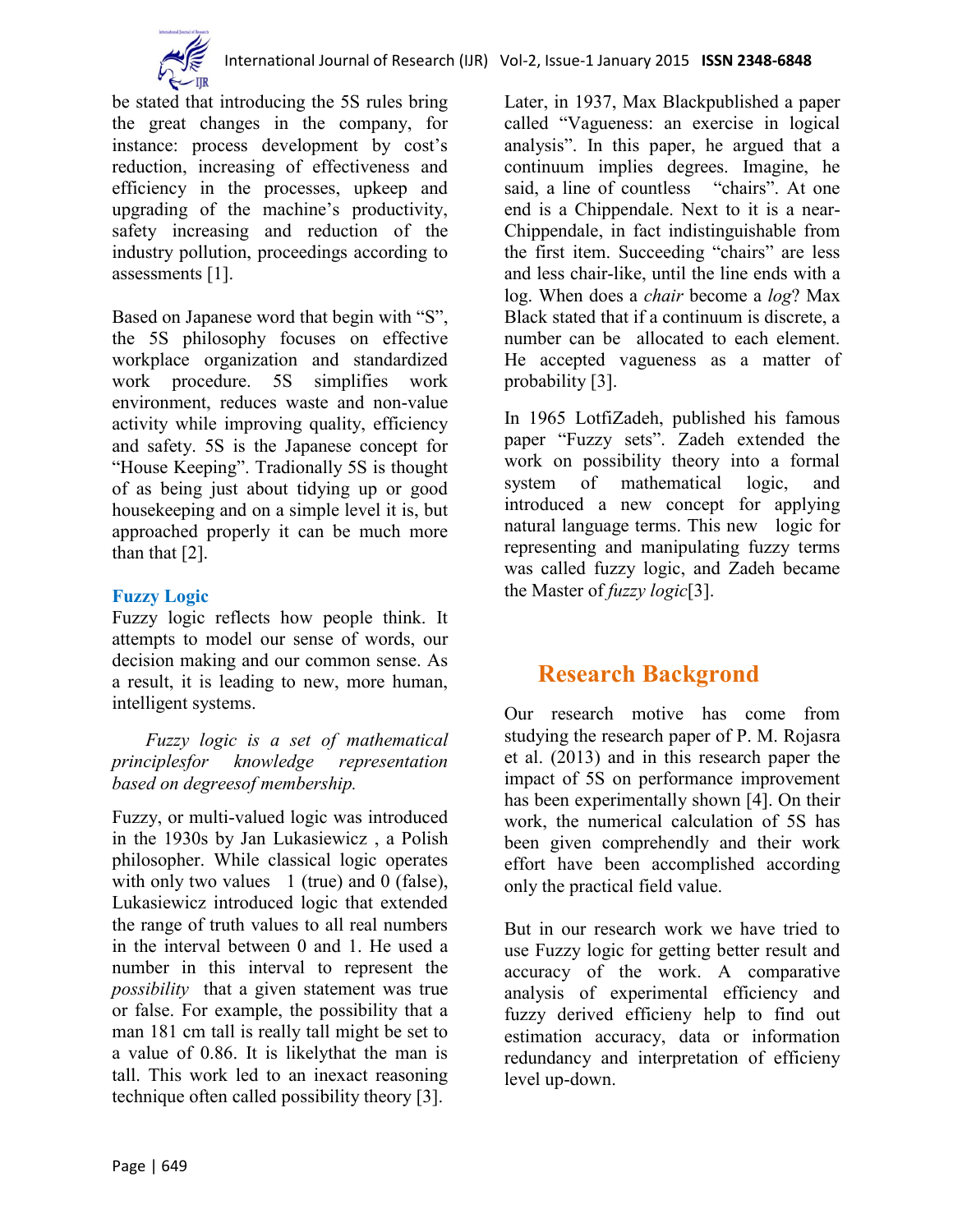be stated that introducing the 5S rules bring the great changes in the company, for instance: process development by cost's reduction, increasing of effectiveness and efficiency in the processes, upkeep and upgrading of the machine's productivity, safety increasing and reduction of the industry pollution, proceedings according to assessments [1].

Based on Japanese word that begin with "S", the 5S philosophy focuses on effective workplace organization and standardized work procedure. 5S simplifies work environment, reduces waste and non-value activity while improving quality, efficiency and safety. 5S is the Japanese concept for "House Keeping". Tradionally 5S is thought of as being just about tidying up or good housekeeping and on a simple level it is, but approached properly it can be much more than that [2].

### Fuzzy Logic

Fuzzy logic reflects how people think. It attempts to model our sense of words, our decision making and our common sense. As a result, it is leading to new, more human, intelligent systems.

*Fuzzy logic is a set of mathematical principlesfor knowledge representation based on degreesof membership.*

Fuzzy, or multi-valued logic was introduced in the 1930s by Jan Lukasiewicz , a Polish philosopher. While classical logic operates with only two values 1 (true) and 0 (false), Lukasiewicz introduced logic that extended the range of truth values to all real numbers in the interval between 0 and 1. He used a number in this interval to represent the *possibility* that a given statement was true or false. For example, the possibility that a man 181 cm tall is really tall might be set to a value of 0.86. It is likelythat the man is tall. This work led to an inexact reasoning technique often called possibility theory [3].

Later, in 1937, Max Blackpublished a paper called "Vagueness: an exercise in logical analysis". In this paper, he argued that a continuum implies degrees. Imagine, he said, a line of countless "chairs". At one end is a Chippendale. Next to it is a near-Chippendale, in fact indistinguishable from the first item. Succeeding "chairs" are less and less chair-like, until the line ends with a log. When does a *chair* become a *log*? Max Black stated that if a continuum is discrete, a number can be allocated to each element. He accepted vagueness as a matter of probability [3].

In 1965 LotfiZadeh, published his famous paper "Fuzzy sets". Zadeh extended the work on possibility theory into a formal system of mathematical logic, and introduced a new concept for applying natural language terms. This new logic for representing and manipulating fuzzy terms was called fuzzy logic, and Zadeh became the Master of *fuzzy logic*[3].

## Research Backgrond

Our research motive has come from studying the research paper of P. M. Rojasra et al. (2013) and in this research paper the impact of 5S on performance improvement has been experimentally shown [4]. On their work, the numerical calculation of 5S has been given comprehendly and their work effort have been accomplished according only the practical field value.

But in our research work we have tried to use Fuzzy logic for getting better result and accuracy of the work. A comparative analysis of experimental efficiency and fuzzy derived efficieny help to find out estimation accuracy, data or information redundancy and interpretation of efficieny level up-down.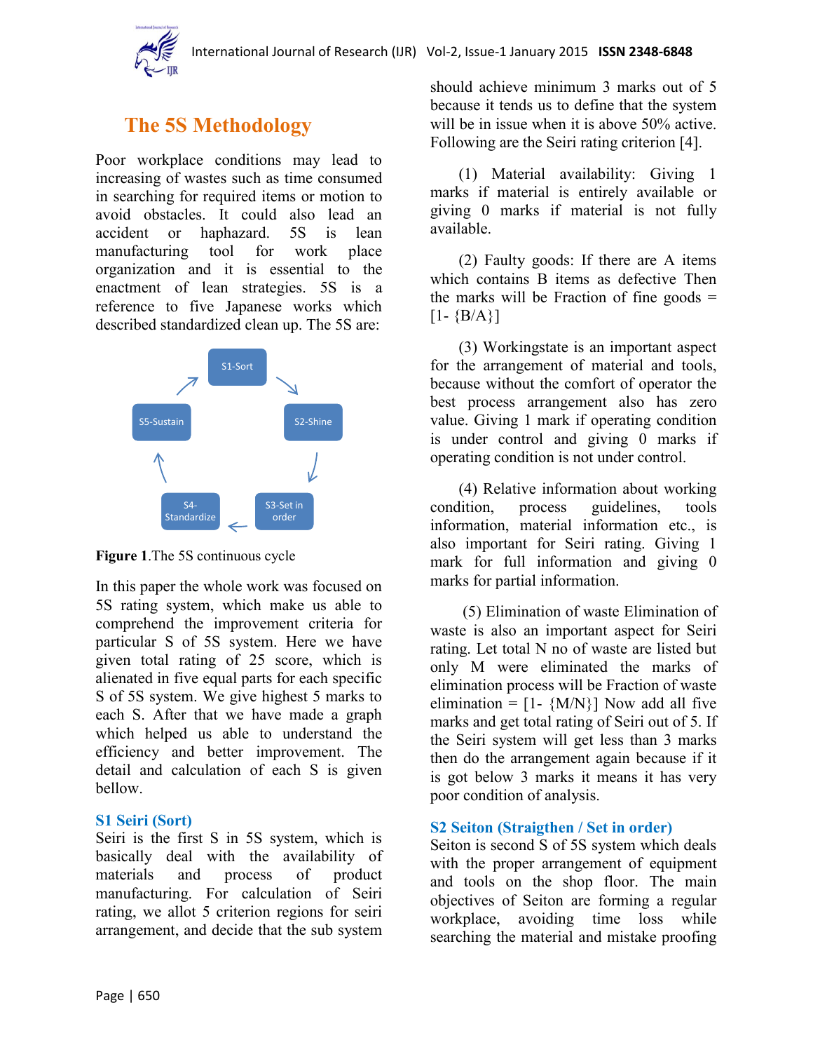## The 5S Methodology

Poor workplace conditions may lead to increasing of wastes such as time consumed in searching for required items or motion to avoid obstacles. It could also lead an accident or haphazard. 5S is lean manufacturing tool for work place organization and it is essential to the enactment of lean strategies. 5S is a reference to five Japanese works which described standardized clean up. The 5S are:

S1-Sort → S2-Shine → S3-Set in order → S4-Standardize → S5-Sustain

**Figure 1**.The 5S continuous cycle

In this paper the whole work was focused on 5S rating system, which make us able to comprehend the improvement criteria for particular S of 5S system. Here we have given total rating of 25 score, which is alienated in five equal parts for each specific S of 5S system. We give highest 5 marks to each S. After that we have made a graph which helped us able to understand the efficiency and better improvement. The detail and calculation of each S is given bellow.

### S1 Seiri (Sort)

Seiri is the first S in 5S system, which is basically deal with the availability of materials and process of product manufacturing. For calculation of Seiri rating, we allot 5 criterion regions for seiri arrangement, and decide that the sub system should achieve minimum 3 marks out of 5 because it tends us to define that the system will be in issue when it is above 50% active. Following are the Seiri rating criterion [4].

(1) Material availability: Giving 1 marks if material is entirely available or giving 0 marks if material is not fully available.

(2) Faulty goods: If there are A items which contains B items as defective Then the marks will be Fraction of fine goods = [1- {B/A}]

(3) Workingstate is an important aspect for the arrangement of material and tools, because without the comfort of operator the best process arrangement also has zero value. Giving 1 mark if operating condition is under control and giving 0 marks if operating condition is not under control.

(4) Relative information about working condition, process guidelines, tools information, material information etc., is also important for Seiri rating. Giving 1 mark for full information and giving 0 marks for partial information.

(5) Elimination of waste Elimination of waste is also an important aspect for Seiri rating. Let total N no of waste are listed but only M were eliminated the marks of elimination process will be Fraction of waste elimination = [1- {M/N}] Now add all five marks and get total rating of Seiri out of 5. If the Seiri system will get less than 3 marks then do the arrangement again because if it is got below 3 marks it means it has very poor condition of analysis.

### S2 Seiton (Straigthen / Set in order)

Seiton is second S of 5S system which deals with the proper arrangement of equipment and tools on the shop floor. The main objectives of Seiton are forming a regular workplace, avoiding time loss while searching the material and mistake proofing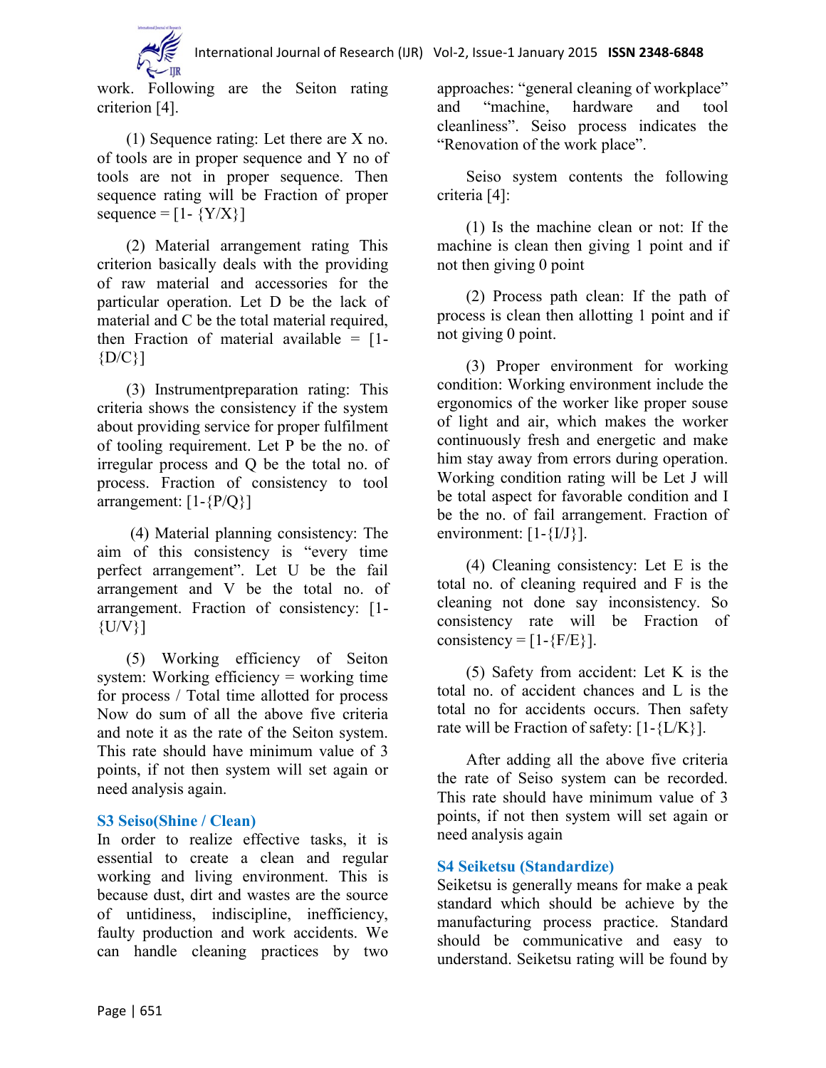work. Following are the Seiton rating criterion [4].

(1) Sequence rating: Let there are X no. of tools are in proper sequence and Y no of tools are not in proper sequence. Then sequence rating will be Fraction of proper sequence = $[1- \{Y/X\}]$

(2) Material arrangement rating This criterion basically deals with the providing of raw material and accessories for the particular operation. Let D be the lack of material and C be the total material required, then Fraction of material available = $[1-\{D/C\}]$

(3) Instrumentpreparation rating: This criteria shows the consistency if the system about providing service for proper fulfilment of tooling requirement. Let P be the no. of irregular process and Q be the total no. of process. Fraction of consistency to tool arrangement: $[1-\{P/Q\}]$

(4) Material planning consistency: The aim of this consistency is "every time perfect arrangement". Let U be the fail arrangement and V be the total no. of arrangement. Fraction of consistency: $[1-\{U/V\}]$

(5) Working efficiency of Seiton system: Working efficiency = working time for process / Total time allotted for process Now do sum of all the above five criteria and note it as the rate of the Seiton system. This rate should have minimum value of 3 points, if not then system will set again or need analysis again.

### S3 Seiso(Shine / Clean)

In order to realize effective tasks, it is essential to create a clean and regular working and living environment. This is because dust, dirt and wastes are the source of untidiness, indiscipline, inefficiency, faulty production and work accidents. We can handle cleaning practices by two approaches: "general cleaning of workplace" and "machine, hardware and tool cleanliness". Seiso process indicates the "Renovation of the work place".

Seiso system contents the following criteria [4]:

(1) Is the machine clean or not: If the machine is clean then giving 1 point and if not then giving 0 point

(2) Process path clean: If the path of process is clean then allotting 1 point and if not giving 0 point.

(3) Proper environment for working condition: Working environment include the ergonomics of the worker like proper souse of light and air, which makes the worker continuously fresh and energetic and make him stay away from errors during operation. Working condition rating will be Let J will be total aspect for favorable condition and I be the no. of fail arrangement. Fraction of environment: $[1-\{I/J\}]$.

(4) Cleaning consistency: Let E is the total no. of cleaning required and F is the cleaning not done say inconsistency. So consistency rate will be Fraction of consistency = $[1-\{F/E\}]$.

(5) Safety from accident: Let K is the total no. of accident chances and L is the total no for accidents occurs. Then safety rate will be Fraction of safety: $[1-\{L/K\}]$.

After adding all the above five criteria the rate of Seiso system can be recorded. This rate should have minimum value of 3 points, if not then system will set again or need analysis again

### S4 Seiketsu (Standardize)

Seiketsu is generally means for make a peak standard which should be achieve by the manufacturing process practice. Standard should be communicative and easy to understand. Seiketsu rating will be found by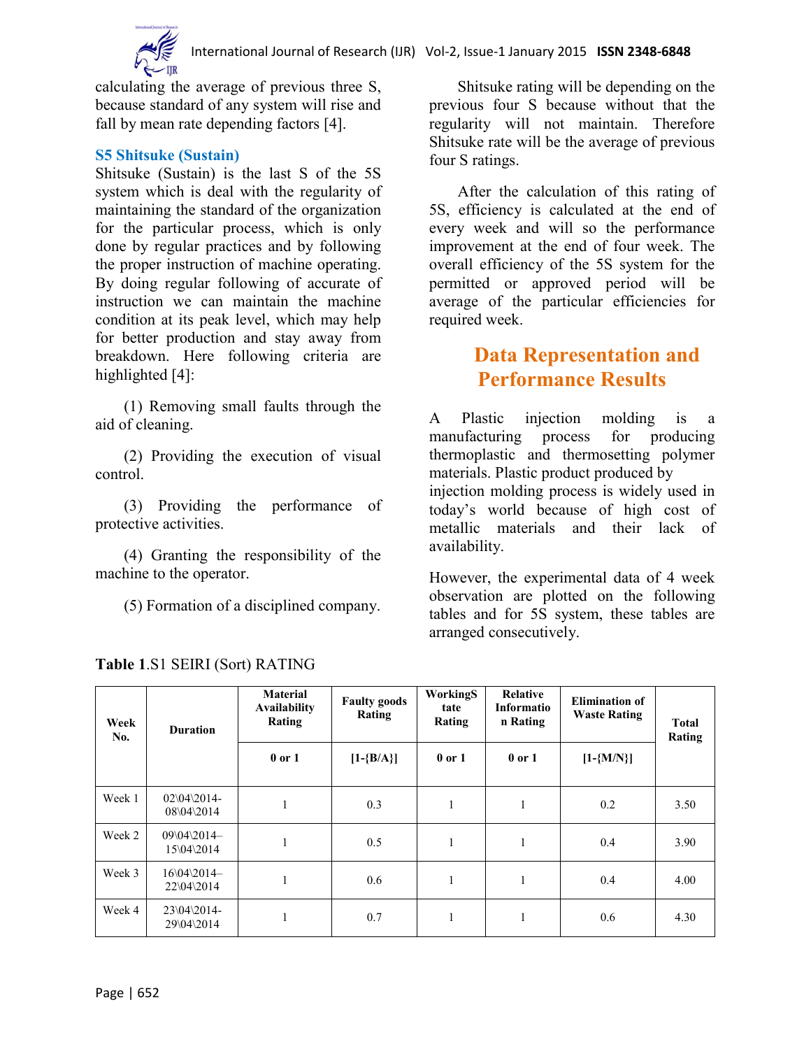calculating the average of previous three S, because standard of any system will rise and fall by mean rate depending factors [4].

### S5 Shitsuke (Sustain)

Shitsuke (Sustain) is the last S of the 5S system which is deal with the regularity of maintaining the standard of the organization for the particular process, which is only done by regular practices and by following the proper instruction of machine operating. By doing regular following of accurate of instruction we can maintain the machine condition at its peak level, which may help for better production and stay away from breakdown. Here following criteria are highlighted [4]:

(1) Removing small faults through the aid of cleaning.

(2) Providing the execution of visual control.

(3) Providing the performance of protective activities.

(4) Granting the responsibility of the machine to the operator.

(5) Formation of a disciplined company.

Shitsuke rating will be depending on the previous four S because without that the regularity will not maintain. Therefore Shitsuke rate will be the average of previous four S ratings.

After the calculation of this rating of 5S, efficiency is calculated at the end of every week and will so the performance improvement at the end of four week. The overall efficiency of the 5S system for the permitted or approved period will be average of the particular efficiencies for required week.

## Data Representation and Performance Results

A Plastic injection molding is a manufacturing process for producing thermoplastic and thermosetting polymer materials. Plastic product produced by injection molding process is widely used in today's world because of high cost of metallic materials and their lack of availability.

However, the experimental data of 4 week observation are plotted on the following tables and for 5S system, these tables are arranged consecutively.

**Table 1**.S1 SEIRI (Sort) RATING

| Week No. | Duration | Material Availability Rating | Faulty goods Rating | WorkingState Rating | Relative Information Rating | Elimination of Waste Rating | Total Rating |
|---|---|---|---|---|---|---|---|
| | | 0 or 1 | [1-{B/A}] | 0 or 1 | 0 or 1 | [1-{M/N}] | |
| Week 1 | 02\04\2014-08\04\2014 | 1 | 0.3 | 1 | 1 | 0.2 | 3.50 |
| Week 2 | 09\04\2014–15\04\2014 | 1 | 0.5 | 1 | 1 | 0.4 | 3.90 |
| Week 3 | 16\04\2014–22\04\2014 | 1 | 0.6 | 1 | 1 | 0.4 | 4.00 |
| Week 4 | 23\04\2014-29\04\2014 | 1 | 0.7 | 1 | 1 | 0.6 | 4.30 |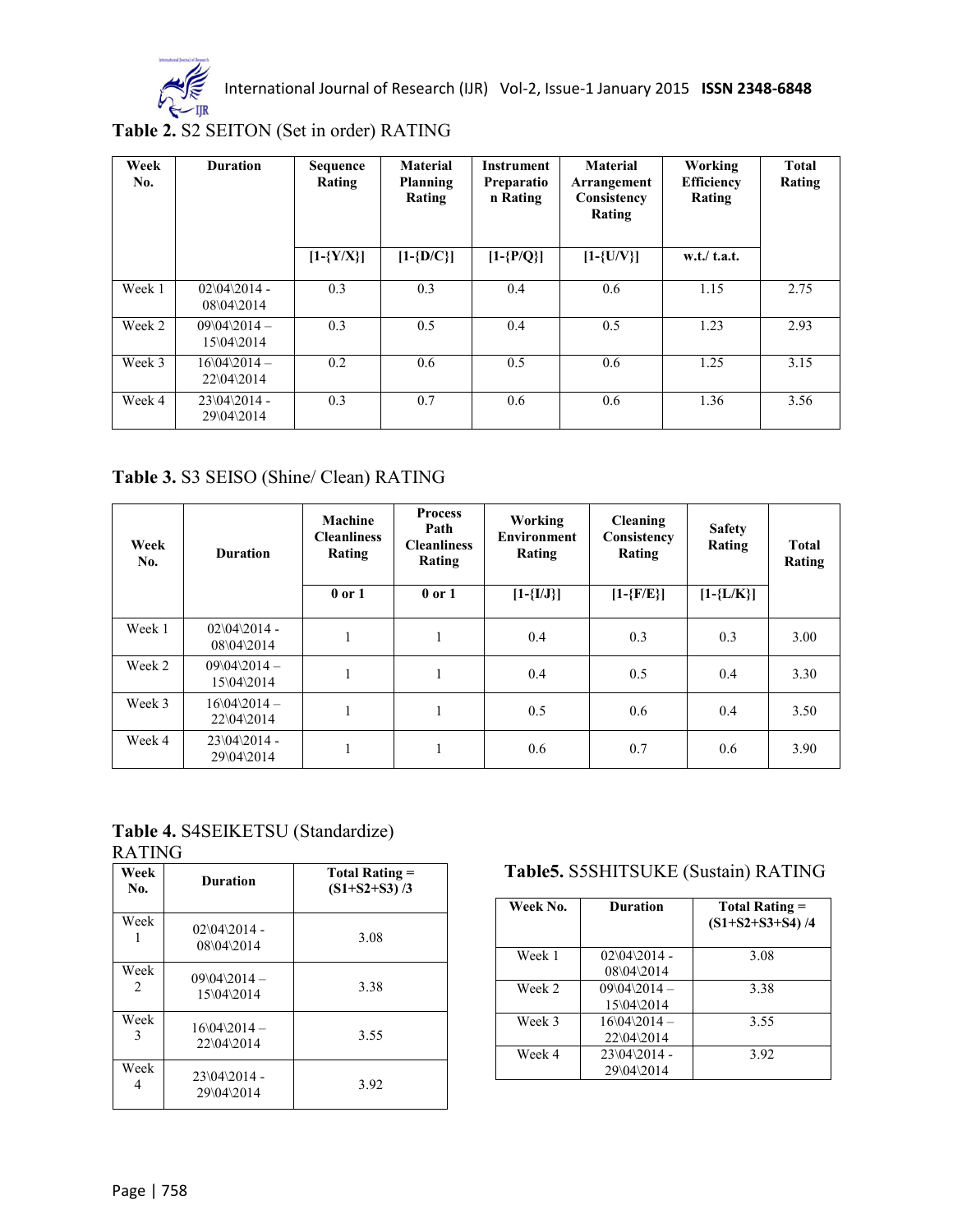**Table 2.** S2 SEITON (Set in order) RATING

| Week No. | Duration | Sequence Rating | Material Planning Rating | Instrument Preparation Rating | Material Arrangement Consistency Rating | Working Efficiency Rating | Total Rating |
|---|---|---|---|---|---|---|---|
| | | [1-{Y/X}] | [1-{D/C}] | [1-{P/Q}] | [1-{U/V}] | w.t./ t.a.t. | |
| Week 1 | 02\04\2014 - 08\04\2014 | 0.3 | 0.3 | 0.4 | 0.6 | 1.15 | 2.75 |
| Week 2 | 09\04\2014 – 15\04\2014 | 0.3 | 0.5 | 0.4 | 0.5 | 1.23 | 2.93 |
| Week 3 | 16\04\2014 – 22\04\2014 | 0.2 | 0.6 | 0.5 | 0.6 | 1.25 | 3.15 |
| Week 4 | 23\04\2014 - 29\04\2014 | 0.3 | 0.7 | 0.6 | 0.6 | 1.36 | 3.56 |

**Table 3.** S3 SEISO (Shine/ Clean) RATING

| Week No. | Duration | Machine Cleanliness Rating | Process Path Cleanliness Rating | Working Environment Rating | Cleaning Consistency Rating | Safety Rating | Total Rating |
|---|---|---|---|---|---|---|---|
| | | 0 or 1 | 0 or 1 | [1-{I/J}] | [1-{F/E}] | [1-{L/K}] | |
| Week 1 | 02\04\2014 - 08\04\2014 | 1 | 1 | 0.4 | 0.3 | 0.3 | 3.00 |
| Week 2 | 09\04\2014 – 15\04\2014 | 1 | 1 | 0.4 | 0.5 | 0.4 | 3.30 |
| Week 3 | 16\04\2014 – 22\04\2014 | 1 | 1 | 0.5 | 0.6 | 0.4 | 3.50 |
| Week 4 | 23\04\2014 - 29\04\2014 | 1 | 1 | 0.6 | 0.7 | 0.6 | 3.90 |

**Table 4.** S4SEIKETSU (Standardize) RATING

| Week No. | Duration | Total Rating = (S1+S2+S3) /3 |
|---|---|---|
| Week 1 | 02\04\2014 - 08\04\2014 | 3.08 |
| Week 2 | 09\04\2014 – 15\04\2014 | 3.38 |
| Week 3 | 16\04\2014 – 22\04\2014 | 3.55 |
| Week 4 | 23\04\2014 - 29\04\2014 | 3.92 |

**Table5.** S5SHITSUKE (Sustain) RATING

| Week No. | Duration | Total Rating = (S1+S2+S3+S4) /4 |
|---|---|---|
| Week 1 | 02\04\2014 - 08\04\2014 | 3.08 |
| Week 2 | 09\04\2014 – 15\04\2014 | 3.38 |
| Week 3 | 16\04\2014 – 22\04\2014 | 3.55 |
| Week 4 | 23\04\2014 - 29\04\2014 | 3.92 |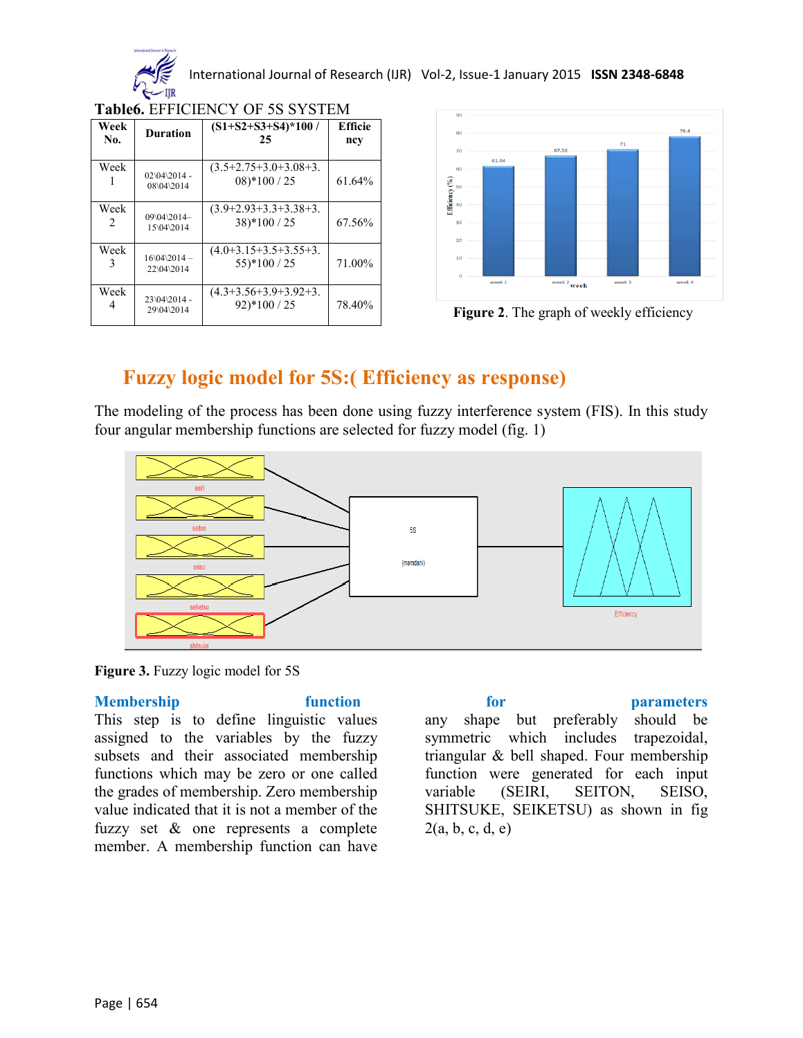**Table6.** EFFICIENCY OF 5S SYSTEM

| Week No. | Duration | (S1+S2+S3+S4)*100 / 25 | Efficiency |
|---|---|---|---|
| Week 1 | 02\04\2014 - 08\04\2014 | (3.5+2.75+3.0+3.08+3.08)*100 / 25 | 61.64% |
| Week 2 | 09\04\2014– 15\04\2014 | (3.9+2.93+3.3+3.38+3.38)*100 / 25 | 67.56% |
| Week 3 | 16\04\2014 – 22\04\2014 | (4.0+3.15+3.5+3.55+3.55)*100 / 25 | 71.00% |
| Week 4 | 23\04\2014 - 29\04\2014 | (4.3+3.56+3.9+3.92+3.92)*100 / 25 | 78.40% |

**Figure 2**. The graph of weekly efficiency

## Fuzzy logic model for 5S:( Efficiency as response)

The modeling of the process has been done using fuzzy interference system (FIS). In this study four angular membership functions are selected for fuzzy model (fig. 1)

**Figure 3.** Fuzzy logic model for 5S

### Membership function for parameters

This step is to define linguistic values assigned to the variables by the fuzzy subsets and their associated membership functions which may be zero or one called the grades of membership. Zero membership value indicated that it is not a member of the fuzzy set & one represents a complete member. A membership function can have any shape but preferably should be symmetric which includes trapezoidal, triangular & bell shaped. Four membership function were generated for each input variable (SEIRI, SEITON, SEISO, SHITSUKE, SEIKETSU) as shown in fig 2(a, b, c, d, e)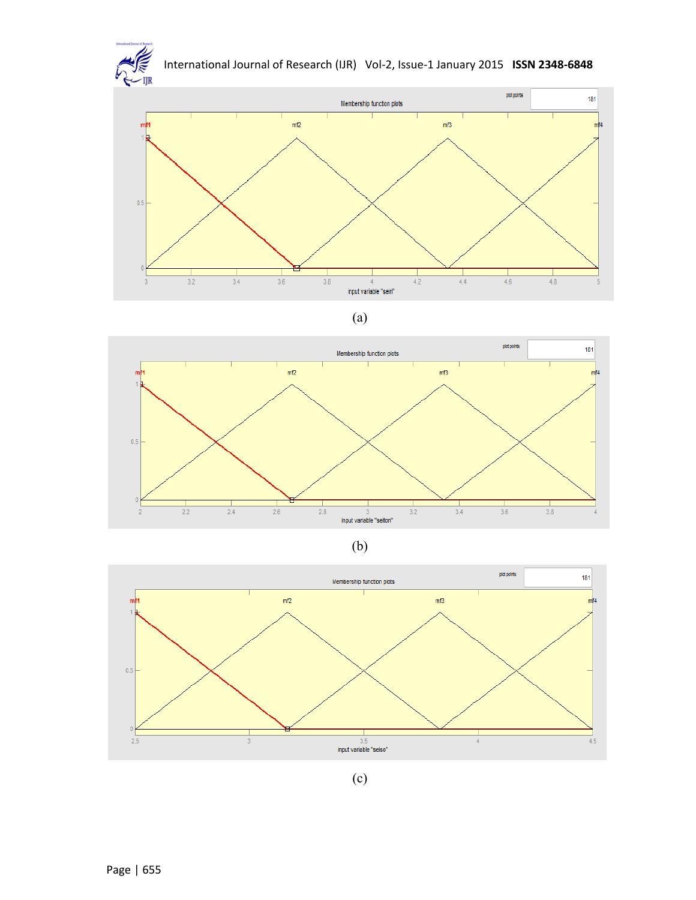(a)

(b)

(c)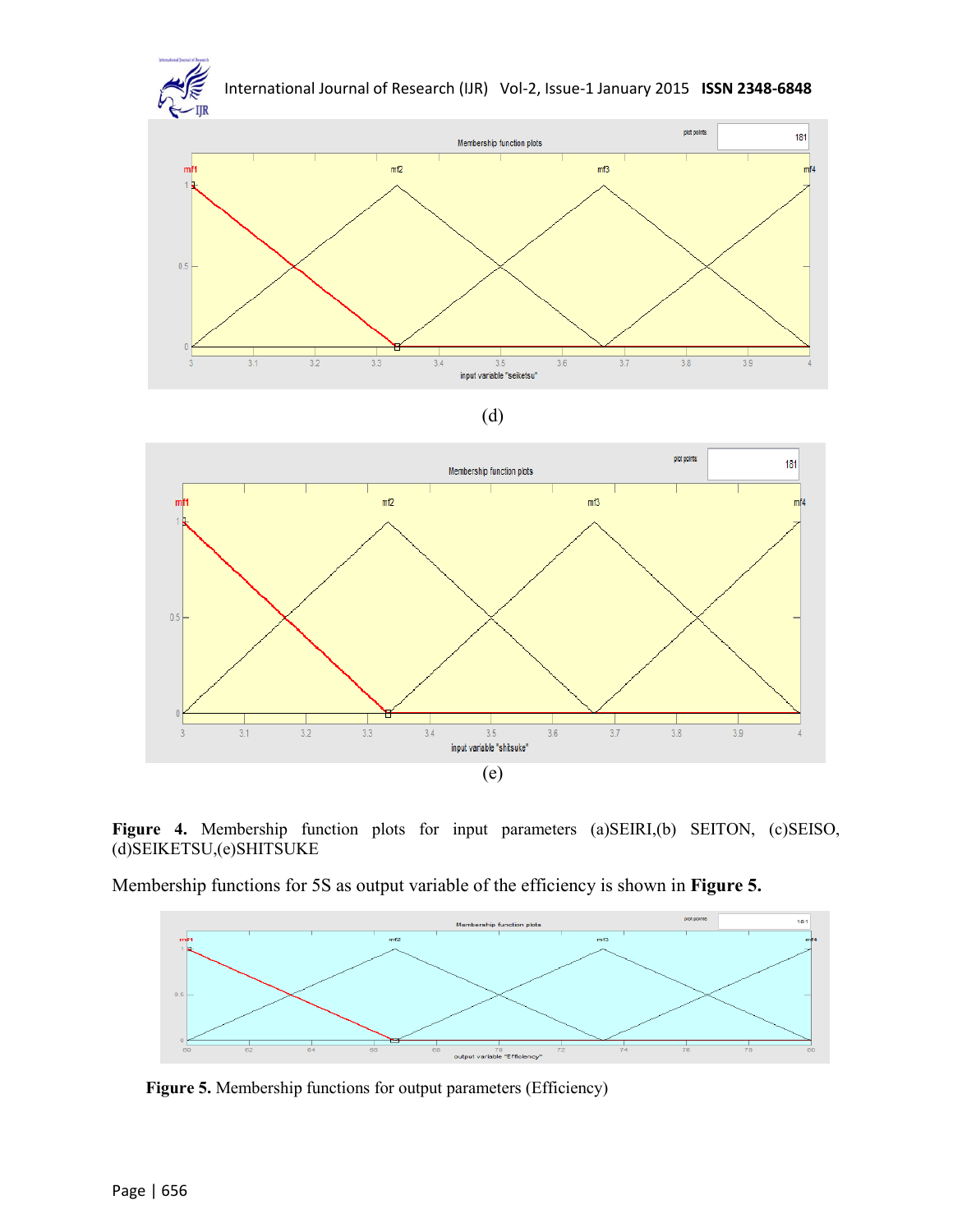(d)

(e)

**Figure 4.** Membership function plots for input parameters (a)SEIRI,(b) SEITON, (c)SEISO, (d)SEIKETSU,(e)SHITSUKE

Membership functions for 5S as output variable of the efficiency is shown in **Figure 5.**

**Figure 5.** Membership functions for output parameters (Efficiency)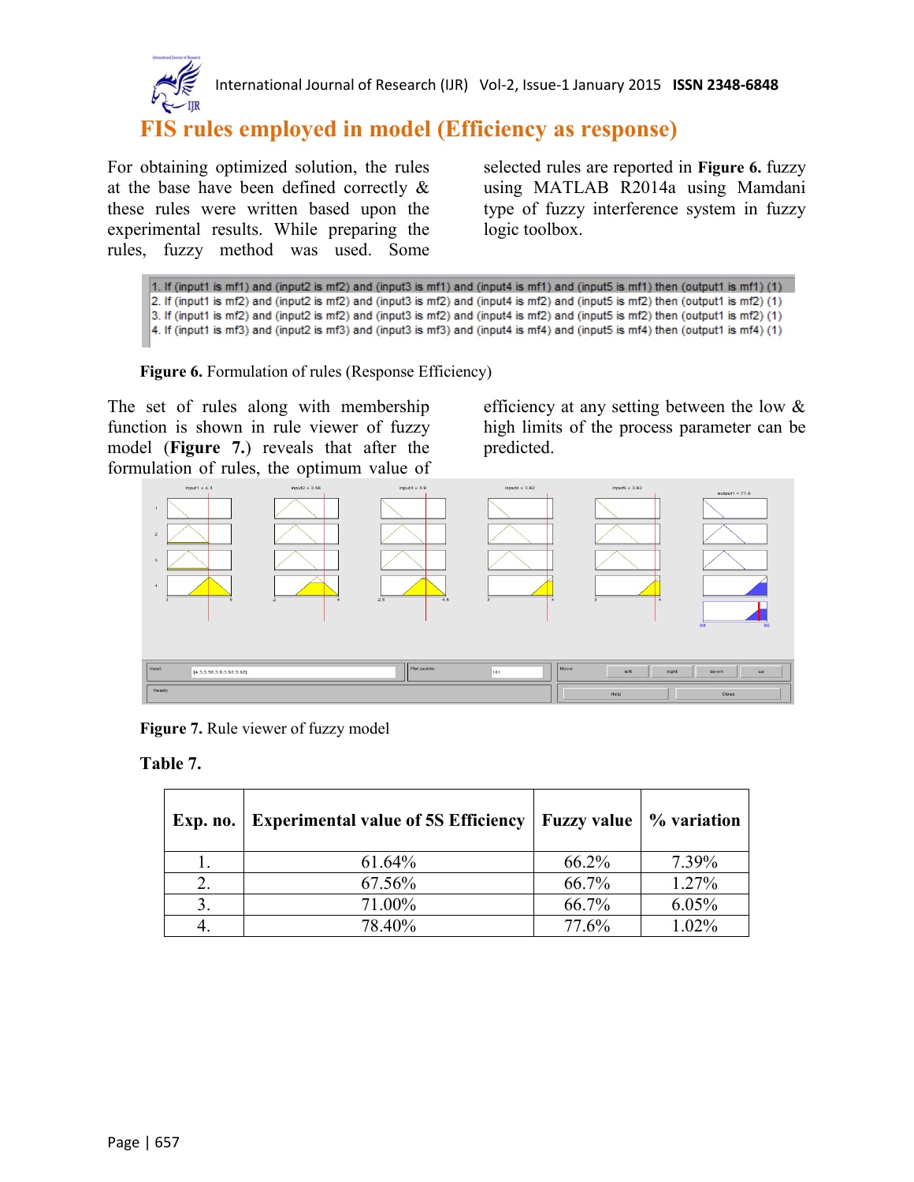## FIS rules employed in model (Efficiency as response)

For obtaining optimized solution, the rules at the base have been defined correctly & these rules were written based upon the experimental results. While preparing the rules, fuzzy method was used. Some selected rules are reported in **Figure 6.** fuzzy using MATLAB R2014a using Mamdani type of fuzzy interference system in fuzzy logic toolbox.

```
1. If (input1 is mf1) and (input2 is mf2) and (input3 is mf1) and (input4 is mf1) and (input5 is mf1) then (output1 is mf1) (1)
2. If (input1 is mf2) and (input2 is mf2) and (input3 is mf2) and (input4 is mf2) and (input5 is mf2) then (output1 is mf2) (1)
3. If (input1 is mf2) and (input2 is mf2) and (input3 is mf2) and (input4 is mf2) and (input5 is mf2) then (output1 is mf2) (1)
4. If (input1 is mf3) and (input2 is mf3) and (input3 is mf3) and (input4 is mf4) and (input5 is mf4) then (output1 is mf4) (1)
```

**Figure 6.** Formulation of rules (Response Efficiency)

The set of rules along with membership function is shown in rule viewer of fuzzy model (**Figure 7.**) reveals that after the formulation of rules, the optimum value of efficiency at any setting between the low & high limits of the process parameter can be predicted.

**Figure 7.** Rule viewer of fuzzy model

**Table 7.**

| Exp. no. | Experimental value of 5S Efficiency | Fuzzy value | % variation |
|---|---|---|---|
| 1. | 61.64% | 66.2% | 7.39% |
| 2. | 67.56% | 66.7% | 1.27% |
| 3. | 71.00% | 66.7% | 6.05% |
| 4. | 78.40% | 77.6% | 1.02% |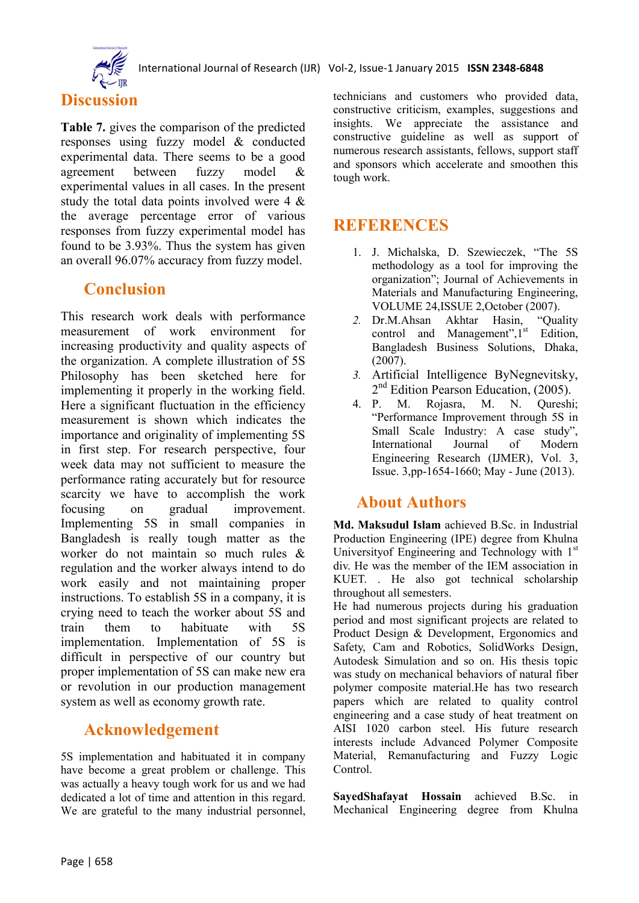## Discussion

**Table 7.** gives the comparison of the predicted responses using fuzzy model & conducted experimental data. There seems to be a good agreement between fuzzy model & experimental values in all cases. In the present study the total data points involved were 4 & the average percentage error of various responses from fuzzy experimental model has found to be 3.93%. Thus the system has given an overall 96.07% accuracy from fuzzy model.

## Conclusion

This research work deals with performance measurement of work environment for increasing productivity and quality aspects of the organization. A complete illustration of 5S Philosophy has been sketched here for implementing it properly in the working field. Here a significant fluctuation in the efficiency measurement is shown which indicates the importance and originality of implementing 5S in first step. For research perspective, four week data may not sufficient to measure the performance rating accurately but for resource scarcity we have to accomplish the work focusing on gradual improvement. Implementing 5S in small companies in Bangladesh is really tough matter as the worker do not maintain so much rules & regulation and the worker always intend to do work easily and not maintaining proper instructions. To establish 5S in a company, it is crying need to teach the worker about 5S and train them to habituate with 5S implementation. Implementation of 5S is difficult in perspective of our country but proper implementation of 5S can make new era or revolution in our production management system as well as economy growth rate.

## Acknowledgement

5S implementation and habituated it in company have become a great problem or challenge. This was actually a heavy tough work for us and we had dedicated a lot of time and attention in this regard. We are grateful to the many industrial personnel, technicians and customers who provided data, constructive criticism, examples, suggestions and insights. We appreciate the assistance and constructive guideline as well as support of numerous research assistants, fellows, support staff and sponsors which accelerate and smoothen this tough work.

## REFERENCES

1. J. Michalska, D. Szewieczek, "The 5S methodology as a tool for improving the organization"; Journal of Achievements in Materials and Manufacturing Engineering, VOLUME 24,ISSUE 2,October (2007).
2. Dr.M.Ahsan Akhtar Hasin, "Quality control and Management",1st Edition, Bangladesh Business Solutions, Dhaka, (2007).
3. Artificial Intelligence ByNegnevitsky, 2nd Edition Pearson Education, (2005).
4. P. M. Rojasra, M. N. Qureshi; "Performance Improvement through 5S in Small Scale Industry: A case study", International Journal of Modern Engineering Research (IJMER), Vol. 3, Issue. 3,pp-1654-1660; May - June (2013).

## About Authors

**Md. Maksudul Islam** achieved B.Sc. in Industrial Production Engineering (IPE) degree from Khulna Universityof Engineering and Technology with 1st div. He was the member of the IEM association in KUET. . He also got technical scholarship throughout all semesters.

He had numerous projects during his graduation period and most significant projects are related to Product Design & Development, Ergonomics and Safety, Cam and Robotics, SolidWorks Design, Autodesk Simulation and so on. His thesis topic was study on mechanical behaviors of natural fiber polymer composite material.He has two research papers which are related to quality control engineering and a case study of heat treatment on AISI 1020 carbon steel. His future research interests include Advanced Polymer Composite Material, Remanufacturing and Fuzzy Logic Control.

**SayedShafayat Hossain** achieved B.Sc. in Mechanical Engineering degree from Khulna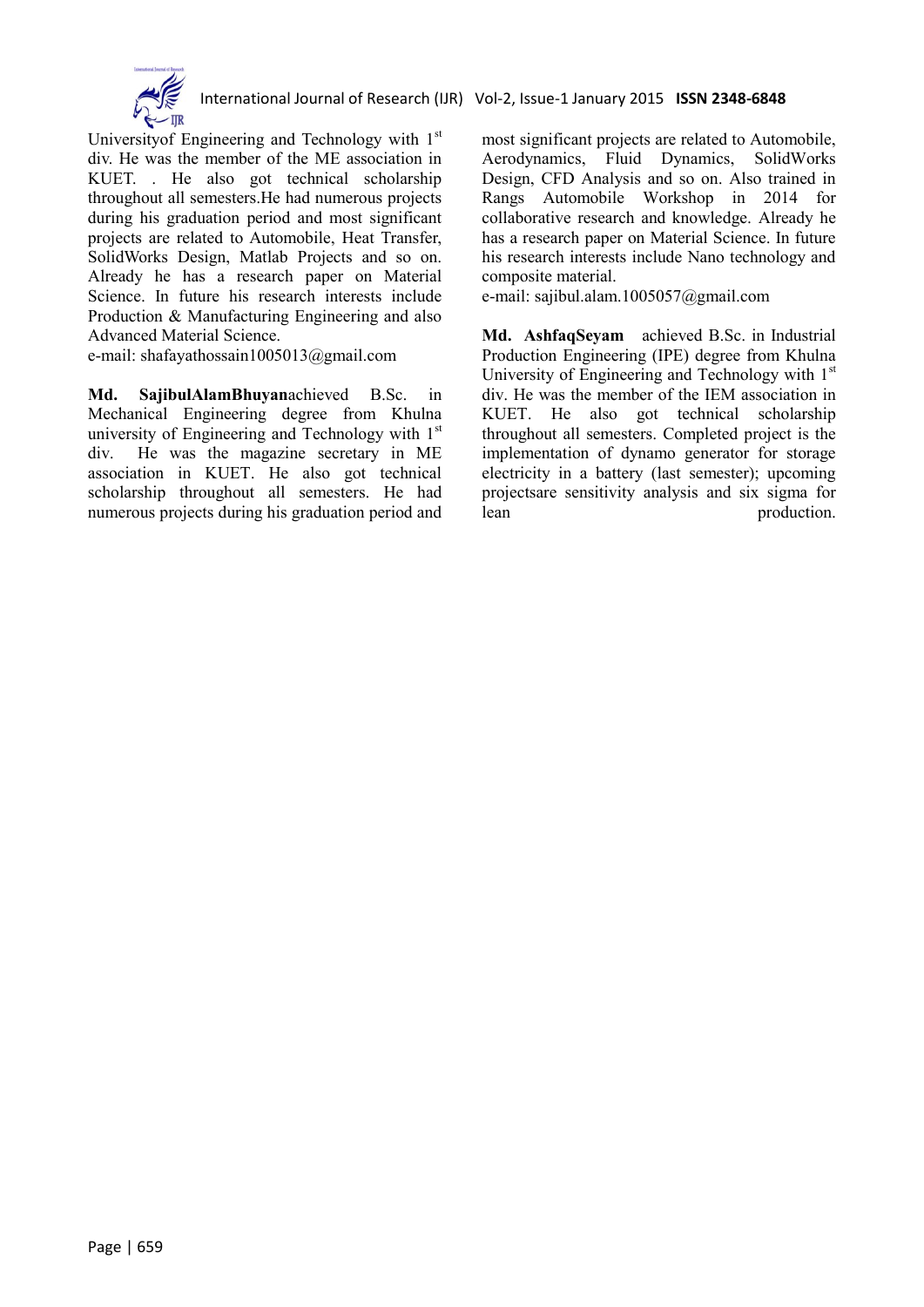Universityof Engineering and Technology with 1st div. He was the member of the ME association in KUET. . He also got technical scholarship throughout all semesters.He had numerous projects during his graduation period and most significant projects are related to Automobile, Heat Transfer, SolidWorks Design, Matlab Projects and so on. Already he has a research paper on Material Science. In future his research interests include Production & Manufacturing Engineering and also Advanced Material Science.

e-mail: shafayathossain1005013@gmail.com

**Md. SajibulAlamBhuyan**achieved B.Sc. in Mechanical Engineering degree from Khulna university of Engineering and Technology with 1st div. He was the magazine secretary in ME association in KUET. He also got technical scholarship throughout all semesters. He had numerous projects during his graduation period and most significant projects are related to Automobile, Aerodynamics, Fluid Dynamics, SolidWorks Design, CFD Analysis and so on. Also trained in Rangs Automobile Workshop in 2014 for collaborative research and knowledge. Already he has a research paper on Material Science. In future his research interests include Nano technology and composite material.

e-mail: sajibul.alam.1005057@gmail.com

**Md. AshfaqSeyam** achieved B.Sc. in Industrial Production Engineering (IPE) degree from Khulna University of Engineering and Technology with 1st div. He was the member of the IEM association in KUET. He also got technical scholarship throughout all semesters. Completed project is the implementation of dynamo generator for storage electricity in a battery (last semester); upcoming projectsare sensitivity analysis and six sigma for lean production.